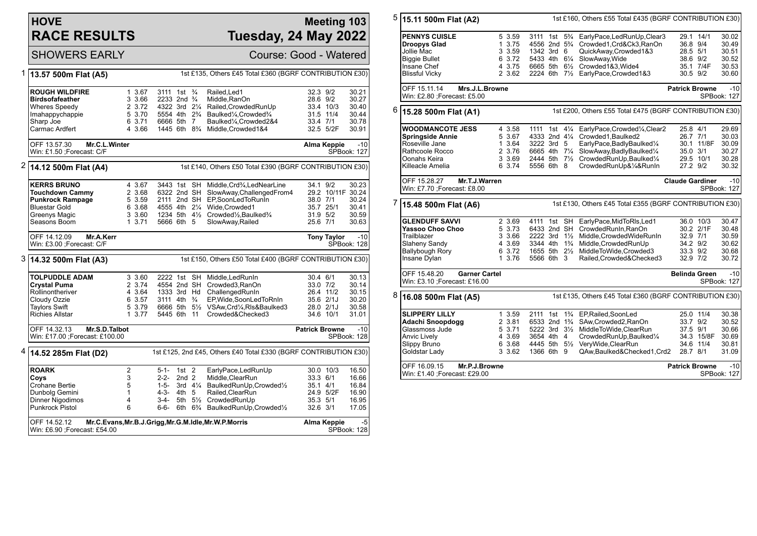# HOVE RACE RESULTS

## Meeting 103 — Tuesday, 24 May 2022

SHOWERS EARLY — Course: Good - Watered

### 1 — 13.57 500m Flat (A5)

1st £135, Others £45 Total £360 (BGRF CONTRIBUTION £30)

| Greyhound | Trap | Split | Sectionals | Pos | Dist | Remarks | Wt | SP | Time |
|---|---|---|---|---|---|---|---|---|---|
| ROUGH WILDFIRE | 1 | 3.67 | 3111 | 1st | ¾ | Railed,Led1 | 32.3 | 9/2 | 30.21 |
| Birdsofafeather | 3 | 3.66 | 2233 | 2nd | ¾ | Middle,RanOn | 28.6 | 9/2 | 30.27 |
| Wheres Speedy | 2 | 3.72 | 4322 | 3rd | 2¼ | Railed,CrowdedRunUp | 33.4 | 10/3 | 30.40 |
| Imahappychappie | 5 | 3.70 | 5554 | 4th | 2¾ | Baulked¼,Crowded¾ | 31.5 | 11/4 | 30.44 |
| Sharp Joe | 6 | 3.71 | 6666 | 5th | 7 | Baulked¼,Crowded2&4 | 33.4 | 7/1 | 30.78 |
| Carmac Ardfert | 4 | 3.66 | 1445 | 6th | 8¾ | Middle,Crowded1&4 | 32.5 | 5/2F | 30.91 |

OFF 13.57.30 **Mr.C.L.Winter** — **Alma Keppie** -10
Win: £1.50 ;Forecast: C/F — SPBook: 127

### 2 — 14.12 500m Flat (A4)

1st £140, Others £50 Total £390 (BGRF CONTRIBUTION £30)

| Greyhound | Trap | Split | Sectionals | Pos | Dist | Remarks | Wt | SP | Time |
|---|---|---|---|---|---|---|---|---|---|
| KERRS BRUNO | 4 | 3.67 | 3443 | 1st | SH | Middle,Crd¾,LedNearLine | 34.1 | 9/2 | 30.23 |
| Touchdown Cammy | 2 | 3.68 | 6322 | 2nd | SH | SlowAway,ChallengedFrom4 | 29.2 | 10/11F | 30.24 |
| Punkrock Rampage | 5 | 3.59 | 2111 | 2nd | SH | EP,SoonLedToRunIn | 38.0 | 7/1 | 30.24 |
| Bluestar Gold | 6 | 3.68 | 4555 | 4th | 2¼ | Wide,Crowded1 | 35.7 | 25/1 | 30.41 |
| Greenys Magic | 3 | 3.60 | 1234 | 5th | 4½ | Crowded½,Baulked¾ | 31.9 | 5/2 | 30.59 |
| Seasons Boom | 1 | 3.71 | 5666 | 6th | 5 | SlowAway,Railed | 25.6 | 7/1 | 30.63 |

OFF 14.12.09 **Mr.A.Kerr** — **Tony Taylor** -10
Win: £3.00 ;Forecast: C/F — SPBook: 128

### 3 — 14.32 500m Flat (A3)

1st £150, Others £50 Total £400 (BGRF CONTRIBUTION £30)

| Greyhound | Trap | Split | Sectionals | Pos | Dist | Remarks | Wt | SP | Time |
|---|---|---|---|---|---|---|---|---|---|
| TOLPUDDLE ADAM | 3 | 3.60 | 2222 | 1st | SH | Middle,LedRunIn | 30.4 | 6/1 | 30.13 |
| Crystal Puma | 2 | 3.74 | 4554 | 2nd | SH | Crowded3,RanOn | 33.0 | 7/2 | 30.14 |
| Rollintheriver | 4 | 3.64 | 1333 | 3rd | Hd | ChallengedRunIn | 26.4 | 11/2 | 30.15 |
| Cloudy Ozzie | 6 | 3.57 | 3111 | 4th | ¾ | EP,Wide,SoonLedToRnIn | 35.6 | 2/1J | 30.20 |
| Taylors Swift | 5 | 3.79 | 6666 | 5th | 5½ | VSAw,Crd¼,Rls&Baulked3 | 28.0 | 2/1J | 30.58 |
| Richies Allstar | 1 | 3.77 | 5445 | 6th | 11 | Crowded&Checked3 | 34.6 | 10/1 | 31.01 |

OFF 14.32.13 **Mr.S.D.Talbot** — **Patrick Browne** -10
Win: £17.00 ;Forecast: £100.00 — SPBook: 128

### 4 — 14.52 285m Flat (D2)

1st £125, 2nd £45, Others £40 Total £330 (BGRF CONTRIBUTION £30)

| Greyhound | Trap | Sectionals | Pos | Dist | Remarks | Wt | SP | Time |
|---|---|---|---|---|---|---|---|---|
| ROARK | 2 | 5-1- | 1st | 2 | EarlyPace,LedRunUp | 30.0 | 10/3 | 16.50 |
| Coys | 3 | 2-2- | 2nd | 2 | Middle,ClearRun | 33.3 | 6/1 | 16.66 |
| Crohane Bertie | 5 | 1-5- | 3rd | 4¼ | BaulkedRunUp,Crowded½ | 35.1 | 4/1 | 16.84 |
| Dunbolg Gemini | 1 | 4-3- | 4th | 5 | Railed,ClearRun | 24.9 | 5/2F | 16.90 |
| Dinner Nigodimos | 4 | 3-4- | 5th | 5½ | CrowdedRunUp | 35.3 | 5/1 | 16.95 |
| Punkrock Pistol | 6 | 6-6- | 6th | 6¾ | BaulkedRunUp,Crowded½ | 32.6 | 3/1 | 17.05 |

OFF 14.52.12 **Mr.C.Evans,Mr.B.J.Grigg,Mr.G.M.Idle,Mr.W.P.Morris** — **Alma Keppie** -5
Win: £6.90 ;Forecast: £54.00 — SPBook: 128

### 5 — 15.11 500m Flat (A2)

1st £160, Others £55 Total £435 (BGRF CONTRIBUTION £30)

| Greyhound | Trap | Split | Sectionals | Pos | Dist | Remarks | Wt | SP | Time |
|---|---|---|---|---|---|---|---|---|---|
| PENNYS CUISLE | 5 | 3.59 | 3111 | 1st | 5¾ | EarlyPace,LedRunUp,Clear3 | 29.1 | 14/1 | 30.02 |
| Droopys Glad | 1 | 3.75 | 4556 | 2nd | 5¾ | Crowded1,Crd&Ck3,RanOn | 36.8 | 9/4 | 30.49 |
| Jollie Mac | 3 | 3.59 | 1342 | 3rd | 6 | QuickAway,Crowded1&3 | 28.5 | 5/1 | 30.51 |
| Biggie Bullet | 6 | 3.72 | 5433 | 4th | 6¼ | SlowAway,Wide | 38.6 | 9/2 | 30.52 |
| Insane Chef | 4 | 3.75 | 6665 | 5th | 6½ | Crowded1&3,Wide4 | 35.1 | 7/4F | 30.53 |
| Blissful Vicky | 2 | 3.62 | 2224 | 6th | 7½ | EarlyPace,Crowded1&3 | 30.5 | 9/2 | 30.60 |

OFF 15.11.14 **Mrs.J.L.Browne** — **Patrick Browne** -10
Win: £2.80 ;Forecast: £5.00 — SPBook: 127

### 6 — 15.28 500m Flat (A1)

1st £200, Others £55 Total £475 (BGRF CONTRIBUTION £30)

| Greyhound | Trap | Split | Sectionals | Pos | Dist | Remarks | Wt | SP | Time |
|---|---|---|---|---|---|---|---|---|---|
| WOODMANCOTE JESS | 4 | 3.58 | 1111 | 1st | 4¼ | EarlyPace,Crowded¼,Clear2 | 25.8 | 4/1 | 29.69 |
| Springside Annie | 5 | 3.67 | 4333 | 2nd | 4¼ | Crowded1,Baulked2 | 26.7 | 7/1 | 30.03 |
| Roseville Jane | 1 | 3.64 | 3222 | 3rd | 5 | EarlyPace,BadlyBaulked¼ | 30.1 | 11/8F | 30.09 |
| Rathcoole Rocco | 2 | 3.76 | 6665 | 4th | 7¼ | SlowAway,BadlyBaulked¼ | 35.0 | 3/1 | 30.27 |
| Oonahs Keira | 3 | 3.69 | 2444 | 5th | 7½ | CrowdedRunUp,Baulked¼ | 29.5 | 10/1 | 30.28 |
| Killeacle Amelia | 6 | 3.74 | 5556 | 6th | 8 | CrowdedRunUp&¼&RunIn | 27.2 | 9/2 | 30.32 |

OFF 15.28.27 **Mr.T.J.Warren** — **Claude Gardiner** -10
Win: £7.70 ;Forecast: £8.00 — SPBook: 127

### 7 — 15.48 500m Flat (A6)

1st £130, Others £45 Total £355 (BGRF CONTRIBUTION £30)

| Greyhound | Trap | Split | Sectionals | Pos | Dist | Remarks | Wt | SP | Time |
|---|---|---|---|---|---|---|---|---|---|
| GLENDUFF SAVVI | 2 | 3.69 | 4111 | 1st | SH | EarlyPace,MidToRls,Led1 | 36.0 | 10/3 | 30.47 |
| Yassoo Choo Choo | 5 | 3.73 | 6433 | 2nd | SH | CrowdedRunIn,RanOn | 30.2 | 2/1F | 30.48 |
| Trailblazer | 3 | 3.66 | 2222 | 3rd | 1½ | Middle,CrowdedWideRunIn | 32.9 | 7/1 | 30.59 |
| Slaheny Sandy | 4 | 3.69 | 3344 | 4th | 1¾ | Middle,CrowdedRunUp | 34.2 | 9/2 | 30.62 |
| Ballybough Rory | 6 | 3.72 | 1655 | 5th | 2½ | MiddleToWide,Crowded3 | 33.3 | 9/2 | 30.68 |
| Insane Dylan | 1 | 3.76 | 5566 | 6th | 3 | Railed,Crowded&Checked3 | 32.9 | 7/2 | 30.72 |

OFF 15.48.20 **Garner Cartel** — **Belinda Green** -10
Win: £3.10 ;Forecast: £16.00 — SPBook: 127

### 8 — 16.08 500m Flat (A5)

1st £135, Others £45 Total £360 (BGRF CONTRIBUTION £30)

| Greyhound | Trap | Split | Sectionals | Pos | Dist | Remarks | Wt | SP | Time |
|---|---|---|---|---|---|---|---|---|---|
| SLIPPERY LILLY | 1 | 3.59 | 2111 | 1st | 1¾ | EP,Railed,SoonLed | 25.0 | 11/4 | 30.38 |
| Adachi Snoopdogg | 2 | 3.81 | 6533 | 2nd | 1¾ | SAw,Crowded2,RanOn | 33.7 | 9/2 | 30.52 |
| Glassmoss Jude | 5 | 3.71 | 5222 | 3rd | 3½ | MiddleToWide,ClearRun | 37.5 | 9/1 | 30.66 |
| Anvic Lively | 4 | 3.69 | 3654 | 4th | 4 | CrowdedRunUp,Baulked¼ | 34.3 | 15/8F | 30.69 |
| Slippy Bruno | 6 | 3.68 | 4445 | 5th | 5½ | VeryWide,ClearRun | 34.6 | 11/4 | 30.81 |
| Goldstar Lady | 3 | 3.62 | 1366 | 6th | 9 | QAw,Baulked&Checked1,Crd2 | 28.7 | 8/1 | 31.09 |

OFF 16.09.15 **Mr.P.J.Browne** — **Patrick Browne** -10
Win: £1.40 ;Forecast: £29.00 — SPBook: 127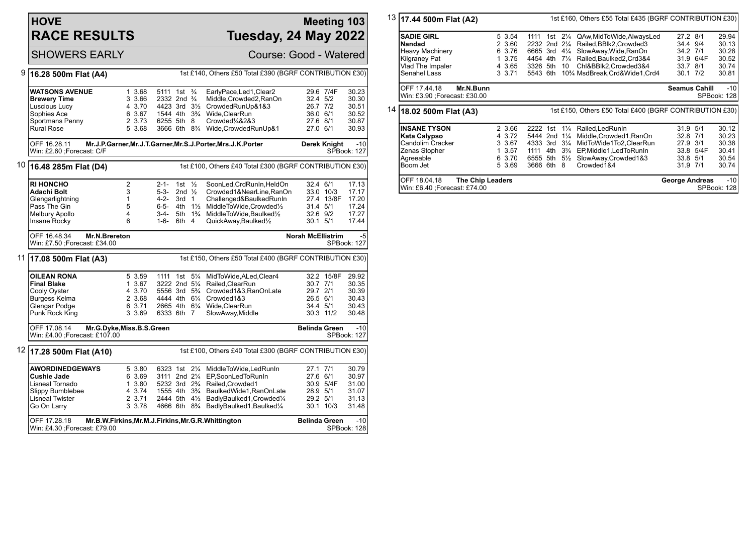# HOVE RACE RESULTS

## Meeting 103 Tuesday, 24 May 2022

SHOWERS EARLY — Course: Good - Watered

### 9 16.28 500m Flat (A4)

1st £140, Others £50 Total £390 (BGRF CONTRIBUTION £30)

| | | | | | | | | | | |
|---|---|---|---|---|---|---|---|---|---|---|
| **WATSONS AVENUE** | 1 | 3.68 | 5111 | 1st | ¾ | EarlyPace,Led1,Clear2 | 29.6 | 7/4F | 30.23 |
| **Brewery Time** | 3 | 3.66 | 2332 | 2nd | ¾ | Middle,Crowded2,RanOn | 32.4 | 5/2 | 30.30 |
| Luscious Lucy | 4 | 3.70 | 4423 | 3rd | 3½ | CrowdedRunUp&1&3 | 26.7 | 7/2 | 30.51 |
| Sophies Ace | 6 | 3.67 | 1544 | 4th | 3¾ | Wide,ClearRun | 36.0 | 6/1 | 30.52 |
| Sportsmans Penny | 2 | 3.73 | 6255 | 5th | 8 | Crowded¼&2&3 | 27.6 | 8/1 | 30.87 |
| Rural Rose | 5 | 3.68 | 3666 | 6th | 8¾ | Wide,CrowdedRunUp&1 | 27.0 | 6/1 | 30.93 |

OFF 16.28.11 Mr.J.P.Garner,Mr.J.T.Garner,Mr.S.J.Porter,Mrs.J.K.Porter — Derek Knight -10
Win: £2.60 ;Forecast: C/F — SPBook: 127

### 10 16.48 285m Flat (D4)

1st £100, Others £40 Total £300 (BGRF CONTRIBUTION £30)

| | | | | | | | | | |
|---|---|---|---|---|---|---|---|---|---|
| **RI HONCHO** | 2 | 2-1- | 1st | ½ | SoonLed,CrdRunIn,HeldOn | 32.4 | 6/1 | 17.13 |
| **Adachi Bolt** | 3 | 5-3- | 2nd | ½ | Crowded1&NearLine,RanOn | 33.0 | 10/3 | 17.17 |
| Glengarlightning | 1 | 4-2- | 3rd | 1 | Challenged&BaulkedRunIn | 27.4 | 13/8F | 17.20 |
| Pass The Gin | 5 | 6-5- | 4th | 1½ | MiddleToWide,Crowded½ | 31.4 | 5/1 | 17.24 |
| Melbury Apollo | 4 | 3-4- | 5th | 1¾ | MiddleToWide,Baulked½ | 32.6 | 9/2 | 17.27 |
| Insane Rocky | 6 | 1-6- | 6th | 4 | QuickAway,Baulked½ | 30.1 | 5/1 | 17.44 |

OFF 16.48.34 Mr.N.Brereton — Norah McEllistrim -5
Win: £7.50 ;Forecast: £34.00 — SPBook: 127

### 11 17.08 500m Flat (A3)

1st £150, Others £50 Total £400 (BGRF CONTRIBUTION £30)

| | | | | | | | | | |
|---|---|---|---|---|---|---|---|---|---|
| **OILEAN RONA** | 5 | 3.59 | 1111 | 1st | 5¼ | MidToWide,ALed,Clear4 | 32.2 | 15/8F | 29.92 |
| **Final Blake** | 1 | 3.67 | 3222 | 2nd | 5¼ | Railed,ClearRun | 30.7 | 7/1 | 30.35 |
| Cooly Oyster | 4 | 3.70 | 5556 | 3rd | 5¾ | Crowded1&3,RanOnLate | 29.7 | 2/1 | 30.39 |
| Burgess Kelma | 2 | 3.68 | 4444 | 4th | 6¼ | Crowded1&3 | 26.5 | 6/1 | 30.43 |
| Glengar Podge | 6 | 3.71 | 2665 | 4th | 6¼ | Wide,ClearRun | 34.4 | 5/1 | 30.43 |
| Punk Rock King | 3 | 3.69 | 6333 | 6th | 7 | SlowAway,Middle | 30.3 | 11/2 | 30.48 |

OFF 17.08.14 Mr.G.Dyke,Miss.B.S.Green — Belinda Green -10
Win: £4.00 ;Forecast: £107.00 — SPBook: 127

### 12 17.28 500m Flat (A10)

1st £100, Others £40 Total £300 (BGRF CONTRIBUTION £30)

| | | | | | | | | | |
|---|---|---|---|---|---|---|---|---|---|
| **AWORDINEDGEWAYS** | 5 | 3.80 | 6323 | 1st | 2¼ | MiddleToWide,LedRunIn | 27.1 | 7/1 | 30.79 |
| **Cushie Jade** | 6 | 3.69 | 3111 | 2nd | 2¼ | EP,SoonLedToRunIn | 27.6 | 6/1 | 30.97 |
| Lisneal Tornado | 1 | 3.80 | 5232 | 3rd | 2¾ | Railed,Crowded1 | 30.9 | 5/4F | 31.00 |
| Slippy Bumblebee | 4 | 3.74 | 1555 | 4th | 3¾ | BaulkedWide1,RanOnLate | 28.9 | 5/1 | 31.07 |
| Lisneal Twister | 2 | 3.71 | 2444 | 5th | 4½ | BadlyBaulked1,Crowded¼ | 29.2 | 5/1 | 31.13 |
| Go On Larry | 3 | 3.78 | 4666 | 6th | 8¾ | BadlyBaulked1,Baulked¼ | 30.1 | 10/3 | 31.48 |

OFF 17.28.18 Mr.B.W.Firkins,Mr.M.J.Firkins,Mr.G.R.Whittington — Belinda Green -10
Win: £4.30 ;Forecast: £79.00 — SPBook: 128

### 13 17.44 500m Flat (A2)

1st £160, Others £55 Total £435 (BGRF CONTRIBUTION £30)

| | | | | | | | | | |
|---|---|---|---|---|---|---|---|---|---|
| **SADIE GIRL** | 5 | 3.54 | 1111 | 1st | 2¼ | QAw,MidToWide,AlwaysLed | 27.2 | 8/1 | 29.94 |
| **Nandad** | 2 | 3.60 | 2232 | 2nd | 2¼ | Railed,BBlk2,Crowded3 | 34.4 | 9/4 | 30.13 |
| Heavy Machinery | 6 | 3.76 | 6665 | 3rd | 4¼ | SlowAway,Wide,RanOn | 34.2 | 7/1 | 30.28 |
| Kilgraney Pat | 1 | 3.75 | 4454 | 4th | 7¼ | Railed,Baulked2,Crd3&4 | 31.9 | 6/4F | 30.52 |
| Vlad The Impaler | 4 | 3.65 | 3326 | 5th | 10 | Chl&BBlk2,Crowded3&4 | 33.7 | 8/1 | 30.74 |
| Senahel Lass | 3 | 3.71 | 5543 | 6th | 10¾ | MsdBreak,Crd&Wide1,Crd4 | 30.1 | 7/2 | 30.81 |

OFF 17.44.18 Mr.N.Bunn — Seamus Cahill -10
Win: £3.90 ;Forecast: £30.00 — SPBook: 128

### 14 18.02 500m Flat (A3)

1st £150, Others £50 Total £400 (BGRF CONTRIBUTION £30)

| | | | | | | | | | |
|---|---|---|---|---|---|---|---|---|---|
| **INSANE TYSON** | 2 | 3.66 | 2222 | 1st | 1¼ | Railed,LedRunIn | 31.9 | 5/1 | 30.12 |
| **Kata Calypso** | 4 | 3.72 | 5444 | 2nd | 1¼ | Middle,Crowded1,RanOn | 32.8 | 7/1 | 30.23 |
| Candolim Cracker | 3 | 3.67 | 4333 | 3rd | 3¼ | MidToWide1To2,ClearRun | 27.9 | 3/1 | 30.38 |
| Zenas Stopher | 1 | 3.57 | 1111 | 4th | 3¾ | EP,Middle1,LedToRunIn | 33.8 | 5/4F | 30.41 |
| Agreeable | 6 | 3.70 | 6555 | 5th | 5½ | SlowAway,Crowded1&3 | 33.8 | 5/1 | 30.54 |
| Boom Jet | 5 | 3.69 | 3666 | 6th | 8 | Crowded1&4 | 31.9 | 7/1 | 30.74 |

OFF 18.04.18 The Chip Leaders — George Andreas -10
Win: £6.40 ;Forecast: £74.00 — SPBook: 128